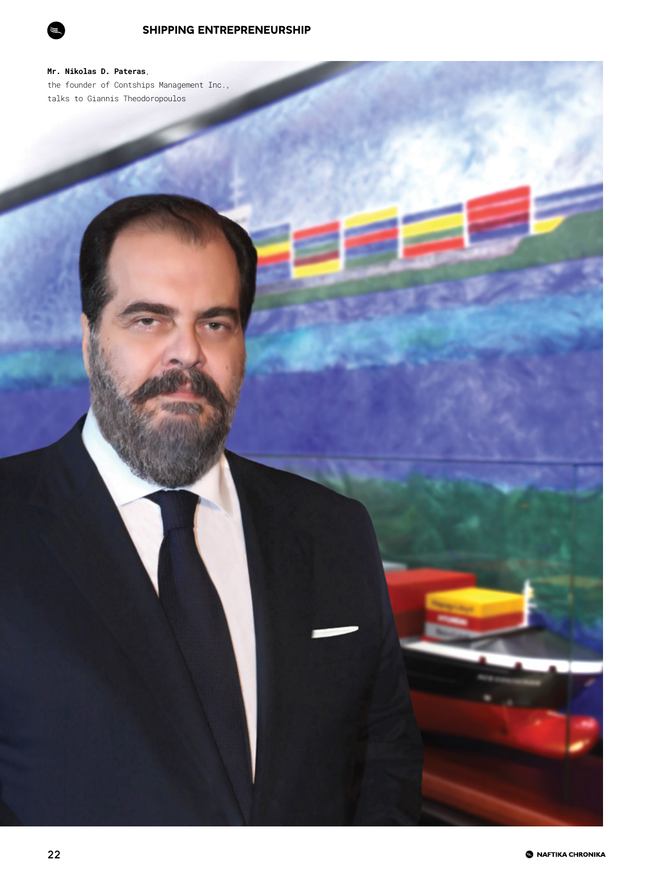**Mr. Nikolas D. Pateras**,
the founder of Contships Management Inc.,
talks to Giannis Theodoropoulos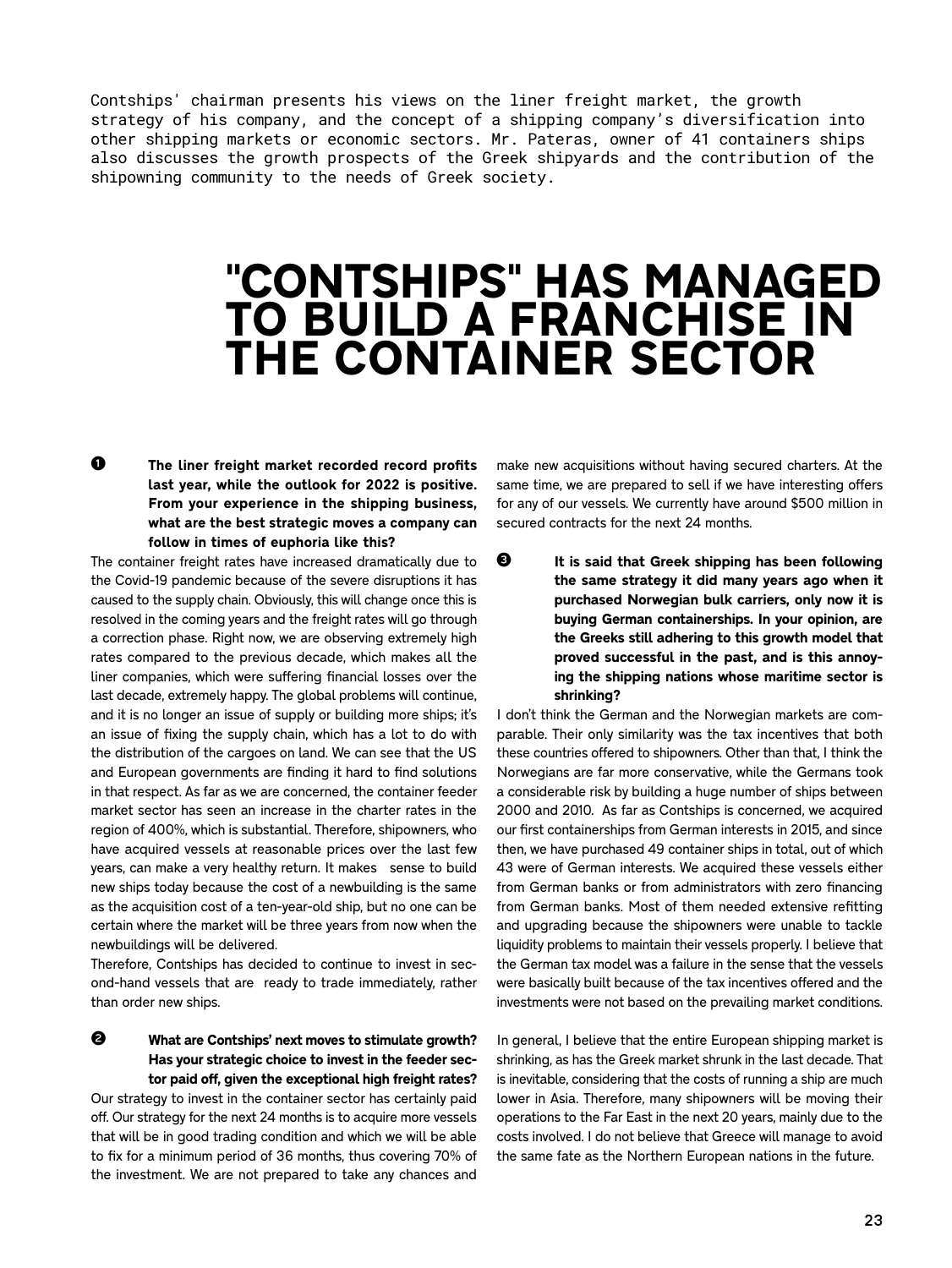Contships' chairman presents his views on the liner freight market, the growth strategy of his company, and the concept of a shipping company's diversification into other shipping markets or economic sectors. Mr. Pateras, owner of 41 containers ships also discusses the growth prospects of the Greek shipyards and the contribution of the shipowning community to the needs of Greek society.

# "CONTSHIPS" HAS MANAGED TO BUILD A FRANCHISE IN THE CONTAINER SECTOR

**❶ The liner freight market recorded record profits last year, while the outlook for 2022 is positive. From your experience in the shipping business, what are the best strategic moves a company can follow in times of euphoria like this?**

The container freight rates have increased dramatically due to the Covid-19 pandemic because of the severe disruptions it has caused to the supply chain. Obviously, this will change once this is resolved in the coming years and the freight rates will go through a correction phase. Right now, we are observing extremely high rates compared to the previous decade, which makes all the liner companies, which were suffering financial losses over the last decade, extremely happy. The global problems will continue, and it is no longer an issue of supply or building more ships; it's an issue of fixing the supply chain, which has a lot to do with the distribution of the cargoes on land. We can see that the US and European governments are finding it hard to find solutions in that respect. As far as we are concerned, the container feeder market sector has seen an increase in the charter rates in the region of 400%, which is substantial. Therefore, shipowners, who have acquired vessels at reasonable prices over the last few years, can make a very healthy return. It makes sense to build new ships today because the cost of a newbuilding is the same as the acquisition cost of a ten-year-old ship, but no one can be certain where the market will be three years from now when the newbuildings will be delivered.

Therefore, Contships has decided to continue to invest in second-hand vessels that are ready to trade immediately, rather than order new ships.

**❷ What are Contships' next moves to stimulate growth? Has your strategic choice to invest in the feeder sector paid off, given the exceptional high freight rates?**

Our strategy to invest in the container sector has certainly paid off. Our strategy for the next 24 months is to acquire more vessels that will be in good trading condition and which we will be able to fix for a minimum period of 36 months, thus covering 70% of the investment. We are not prepared to take any chances and make new acquisitions without having secured charters. At the same time, we are prepared to sell if we have interesting offers for any of our vessels. We currently have around $500 million in secured contracts for the next 24 months.

**❸ It is said that Greek shipping has been following the same strategy it did many years ago when it purchased Norwegian bulk carriers, only now it is buying German containerships. In your opinion, are the Greeks still adhering to this growth model that proved successful in the past, and is this annoying the shipping nations whose maritime sector is shrinking?**

I don't think the German and the Norwegian markets are comparable. Their only similarity was the tax incentives that both these countries offered to shipowners. Other than that, I think the Norwegians are far more conservative, while the Germans took a considerable risk by building a huge number of ships between 2000 and 2010. As far as Contships is concerned, we acquired our first containerships from German interests in 2015, and since then, we have purchased 49 container ships in total, out of which 43 were of German interests. We acquired these vessels either from German banks or from administrators with zero financing from German banks. Most of them needed extensive refitting and upgrading because the shipowners were unable to tackle liquidity problems to maintain their vessels properly. I believe that the German tax model was a failure in the sense that the vessels were basically built because of the tax incentives offered and the investments were not based on the prevailing market conditions.

In general, I believe that the entire European shipping market is shrinking, as has the Greek market shrunk in the last decade. That is inevitable, considering that the costs of running a ship are much lower in Asia. Therefore, many shipowners will be moving their operations to the Far East in the next 20 years, mainly due to the costs involved. I do not believe that Greece will manage to avoid the same fate as the Northern European nations in the future.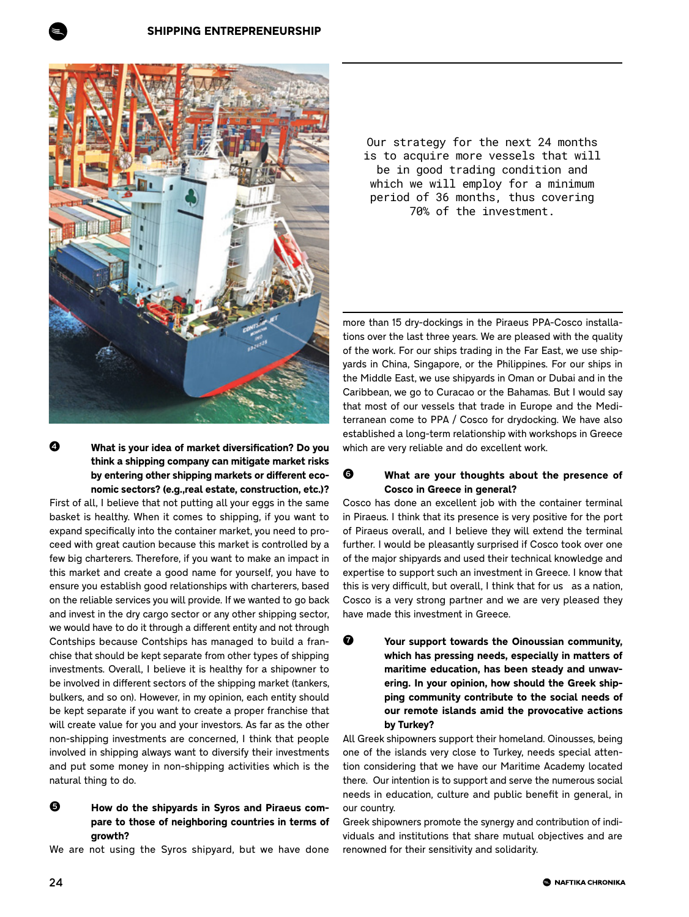Our strategy for the next 24 months is to acquire more vessels that will be in good trading condition and which we will employ for a minimum period of 36 months, thus covering 70% of the investment.

**4 What is your idea of market diversification? Do you think a shipping company can mitigate market risks by entering other shipping markets or different economic sectors? (e.g.,real estate, construction, etc.)?**

First of all, I believe that not putting all your eggs in the same basket is healthy. When it comes to shipping, if you want to expand specifically into the container market, you need to proceed with great caution because this market is controlled by a few big charterers. Therefore, if you want to make an impact in this market and create a good name for yourself, you have to ensure you establish good relationships with charterers, based on the reliable services you will provide. If we wanted to go back and invest in the dry cargo sector or any other shipping sector, we would have to do it through a different entity and not through Contships because Contships has managed to build a franchise that should be kept separate from other types of shipping investments. Overall, I believe it is healthy for a shipowner to be involved in different sectors of the shipping market (tankers, bulkers, and so on). However, in my opinion, each entity should be kept separate if you want to create a proper franchise that will create value for you and your investors. As far as the other non-shipping investments are concerned, I think that people involved in shipping always want to diversify their investments and put some money in non-shipping activities which is the natural thing to do.

**5 How do the shipyards in Syros and Piraeus compare to those of neighboring countries in terms of growth?**

We are not using the Syros shipyard, but we have done more than 15 dry-dockings in the Piraeus PPA-Cosco installations over the last three years. We are pleased with the quality of the work. For our ships trading in the Far East, we use shipyards in China, Singapore, or the Philippines. For our ships in the Middle East, we use shipyards in Oman or Dubai and in the Caribbean, we go to Curacao or the Bahamas. But I would say that most of our vessels that trade in Europe and the Mediterranean come to PPA / Cosco for drydocking. We have also established a long-term relationship with workshops in Greece which are very reliable and do excellent work.

**6 What are your thoughts about the presence of Cosco in Greece in general?**

Cosco has done an excellent job with the container terminal in Piraeus. I think that its presence is very positive for the port of Piraeus overall, and I believe they will extend the terminal further. I would be pleasantly surprised if Cosco took over one of the major shipyards and used their technical knowledge and expertise to support such an investment in Greece. I know that this is very difficult, but overall, I think that for us as a nation, Cosco is a very strong partner and we are very pleased they have made this investment in Greece.

**7 Your support towards the Oinoussian community, which has pressing needs, especially in matters of maritime education, has been steady and unwavering. In your opinion, how should the Greek shipping community contribute to the social needs of our remote islands amid the provocative actions by Turkey?**

All Greek shipowners support their homeland. Oinousses, being one of the islands very close to Turkey, needs special attention considering that we have our Maritime Academy located there. Our intention is to support and serve the numerous social needs in education, culture and public benefit in general, in our country.

Greek shipowners promote the synergy and contribution of individuals and institutions that share mutual objectives and are renowned for their sensitivity and solidarity.